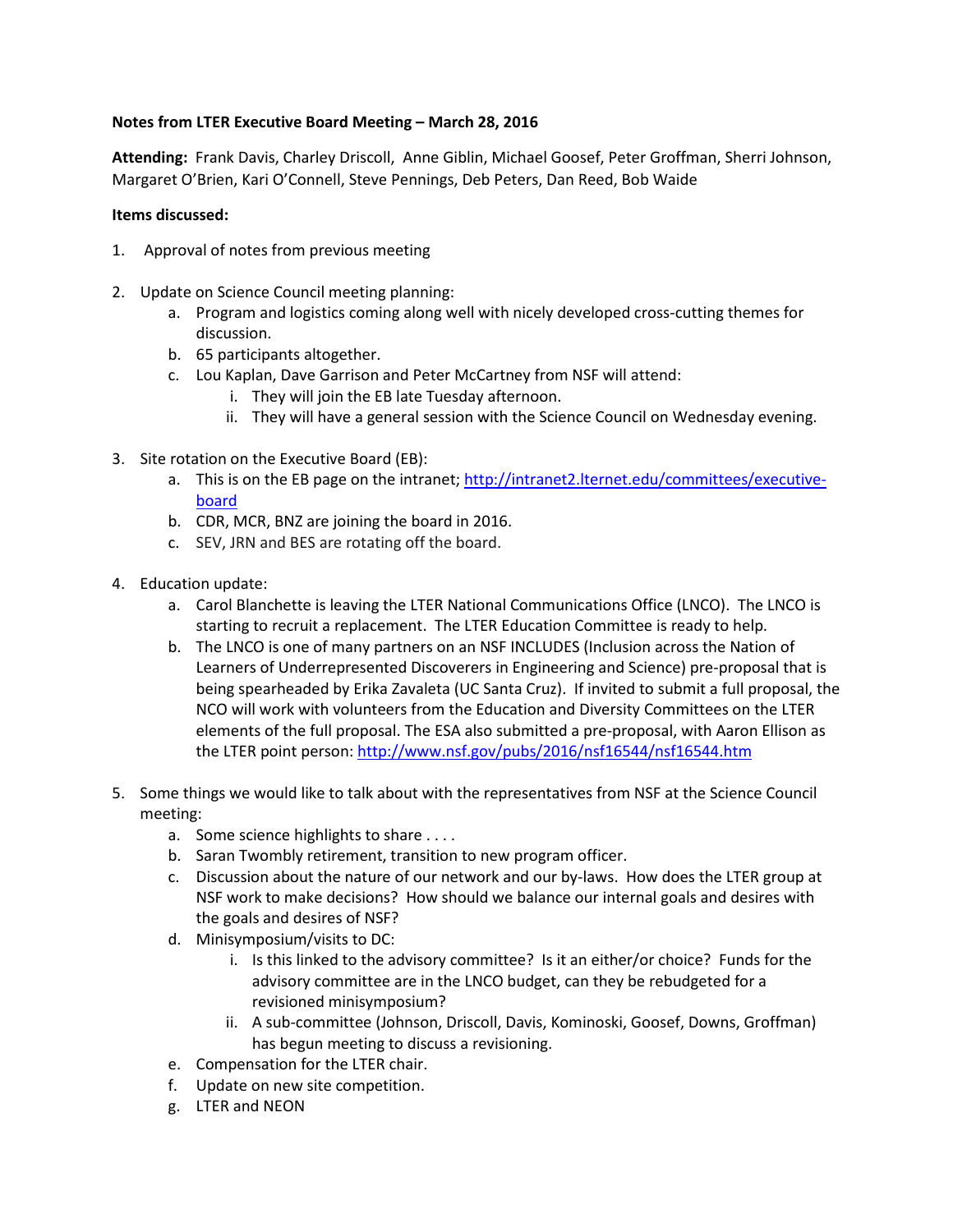**Notes from LTER Executive Board Meeting – March 28, 2016**

**Attending:** Frank Davis, Charley Driscoll, Anne Giblin, Michael Goosef, Peter Groffman, Sherri Johnson, Margaret O'Brien, Kari O'Connell, Steve Pennings, Deb Peters, Dan Reed, Bob Waide

**Items discussed:**

1. Approval of notes from previous meeting

2. Update on Science Council meeting planning:
   a. Program and logistics coming along well with nicely developed cross-cutting themes for discussion.
   b. 65 participants altogether.
   c. Lou Kaplan, Dave Garrison and Peter McCartney from NSF will attend:
      i. They will join the EB late Tuesday afternoon.
      ii. They will have a general session with the Science Council on Wednesday evening.

3. Site rotation on the Executive Board (EB):
   a. This is on the EB page on the intranet; http://intranet2.lternet.edu/committees/executive-board
   b. CDR, MCR, BNZ are joining the board in 2016.
   c. SEV, JRN and BES are rotating off the board.

4. Education update:
   a. Carol Blanchette is leaving the LTER National Communications Office (LNCO). The LNCO is starting to recruit a replacement. The LTER Education Committee is ready to help.
   b. The LNCO is one of many partners on an NSF INCLUDES (Inclusion across the Nation of Learners of Underrepresented Discoverers in Engineering and Science) pre-proposal that is being spearheaded by Erika Zavaleta (UC Santa Cruz). If invited to submit a full proposal, the NCO will work with volunteers from the Education and Diversity Committees on the LTER elements of the full proposal. The ESA also submitted a pre-proposal, with Aaron Ellison as the LTER point person: http://www.nsf.gov/pubs/2016/nsf16544/nsf16544.htm

5. Some things we would like to talk about with the representatives from NSF at the Science Council meeting:
   a. Some science highlights to share . . . .
   b. Saran Twombly retirement, transition to new program officer.
   c. Discussion about the nature of our network and our by-laws. How does the LTER group at NSF work to make decisions? How should we balance our internal goals and desires with the goals and desires of NSF?
   d. Minisymposium/visits to DC:
      i. Is this linked to the advisory committee? Is it an either/or choice? Funds for the advisory committee are in the LNCO budget, can they be rebudgeted for a revisioned minisymposium?
      ii. A sub-committee (Johnson, Driscoll, Davis, Kominoski, Goosef, Downs, Groffman) has begun meeting to discuss a revisioning.
   e. Compensation for the LTER chair.
   f. Update on new site competition.
   g. LTER and NEON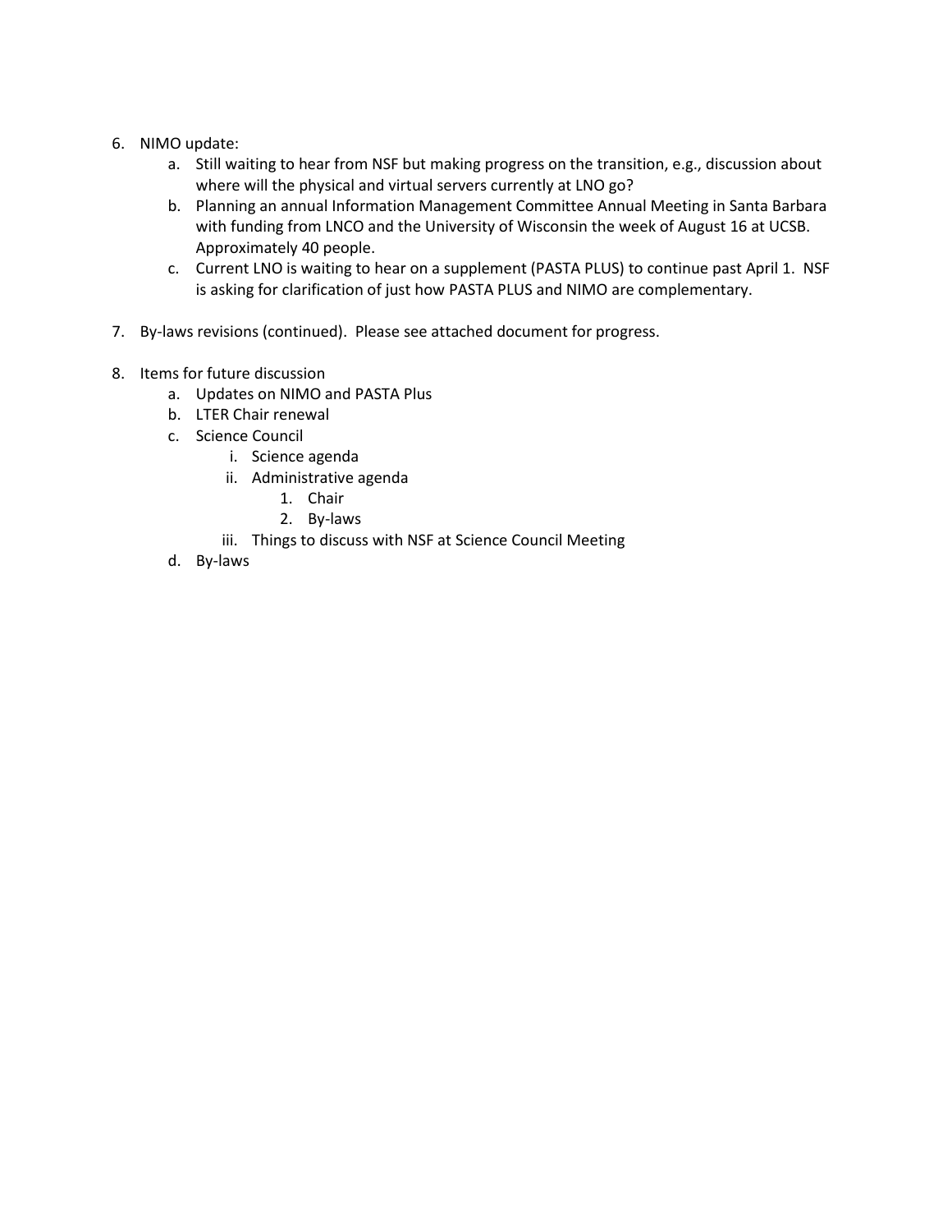6. NIMO update:
    a. Still waiting to hear from NSF but making progress on the transition, e.g., discussion about where will the physical and virtual servers currently at LNO go?
    b. Planning an annual Information Management Committee Annual Meeting in Santa Barbara with funding from LNCO and the University of Wisconsin the week of August 16 at UCSB. Approximately 40 people.
    c. Current LNO is waiting to hear on a supplement (PASTA PLUS) to continue past April 1. NSF is asking for clarification of just how PASTA PLUS and NIMO are complementary.

7. By-laws revisions (continued). Please see attached document for progress.

8. Items for future discussion
    a. Updates on NIMO and PASTA Plus
    b. LTER Chair renewal
    c. Science Council
        i. Science agenda
        ii. Administrative agenda
            1. Chair
            2. By-laws
        iii. Things to discuss with NSF at Science Council Meeting
    d. By-laws